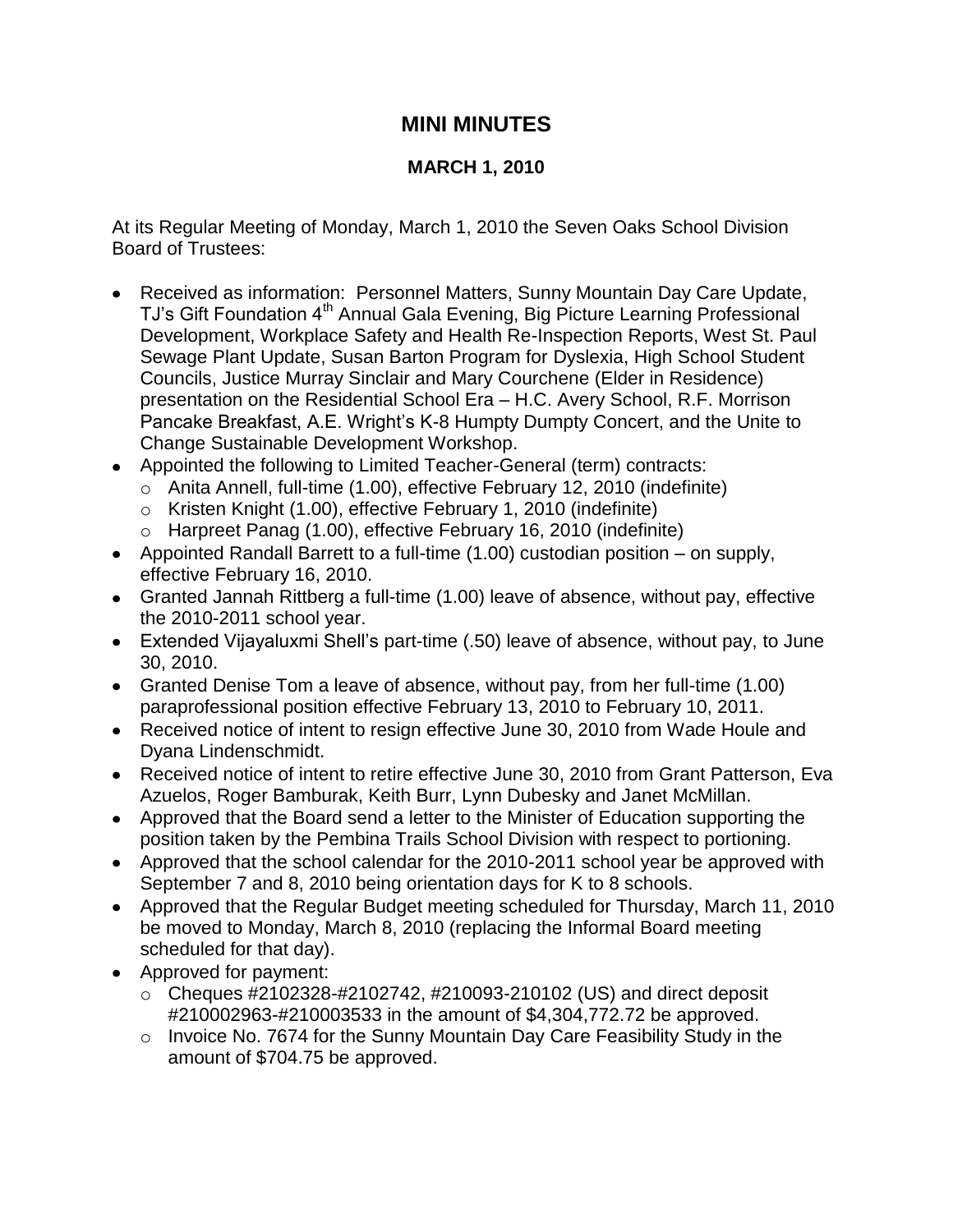# MINI MINUTES

## MARCH 1, 2010

At its Regular Meeting of Monday, March 1, 2010 the Seven Oaks School Division Board of Trustees:

- Received as information: Personnel Matters, Sunny Mountain Day Care Update, TJ's Gift Foundation 4th Annual Gala Evening, Big Picture Learning Professional Development, Workplace Safety and Health Re-Inspection Reports, West St. Paul Sewage Plant Update, Susan Barton Program for Dyslexia, High School Student Councils, Justice Murray Sinclair and Mary Courchene (Elder in Residence) presentation on the Residential School Era – H.C. Avery School, R.F. Morrison Pancake Breakfast, A.E. Wright's K-8 Humpty Dumpty Concert, and the Unite to Change Sustainable Development Workshop.
- Appointed the following to Limited Teacher-General (term) contracts:
  - Anita Annell, full-time (1.00), effective February 12, 2010 (indefinite)
  - Kristen Knight (1.00), effective February 1, 2010 (indefinite)
  - Harpreet Panag (1.00), effective February 16, 2010 (indefinite)
- Appointed Randall Barrett to a full-time (1.00) custodian position – on supply, effective February 16, 2010.
- Granted Jannah Rittberg a full-time (1.00) leave of absence, without pay, effective the 2010-2011 school year.
- Extended Vijayaluxmi Shell's part-time (.50) leave of absence, without pay, to June 30, 2010.
- Granted Denise Tom a leave of absence, without pay, from her full-time (1.00) paraprofessional position effective February 13, 2010 to February 10, 2011.
- Received notice of intent to resign effective June 30, 2010 from Wade Houle and Dyana Lindenschmidt.
- Received notice of intent to retire effective June 30, 2010 from Grant Patterson, Eva Azuelos, Roger Bamburak, Keith Burr, Lynn Dubesky and Janet McMillan.
- Approved that the Board send a letter to the Minister of Education supporting the position taken by the Pembina Trails School Division with respect to portioning.
- Approved that the school calendar for the 2010-2011 school year be approved with September 7 and 8, 2010 being orientation days for K to 8 schools.
- Approved that the Regular Budget meeting scheduled for Thursday, March 11, 2010 be moved to Monday, March 8, 2010 (replacing the Informal Board meeting scheduled for that day).
- Approved for payment:
  - Cheques #2102328-#2102742, #210093-210102 (US) and direct deposit #210002963-#210003533 in the amount of $4,304,772.72 be approved.
  - Invoice No. 7674 for the Sunny Mountain Day Care Feasibility Study in the amount of $704.75 be approved.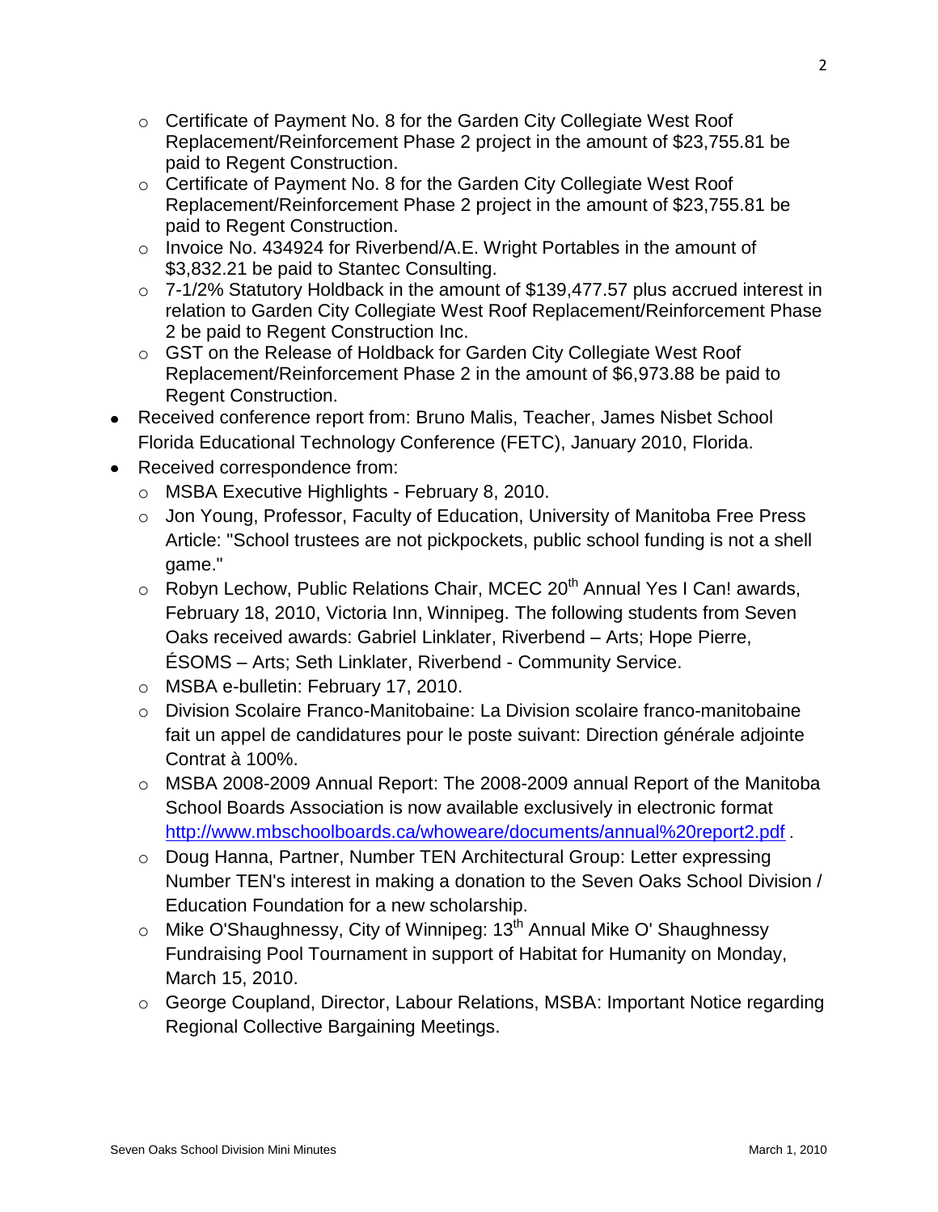- Certificate of Payment No. 8 for the Garden City Collegiate West Roof Replacement/Reinforcement Phase 2 project in the amount of $23,755.81 be paid to Regent Construction.
  - Certificate of Payment No. 8 for the Garden City Collegiate West Roof Replacement/Reinforcement Phase 2 project in the amount of $23,755.81 be paid to Regent Construction.
  - Invoice No. 434924 for Riverbend/A.E. Wright Portables in the amount of $3,832.21 be paid to Stantec Consulting.
  - 7-1/2% Statutory Holdback in the amount of $139,477.57 plus accrued interest in relation to Garden City Collegiate West Roof Replacement/Reinforcement Phase 2 be paid to Regent Construction Inc.
  - GST on the Release of Holdback for Garden City Collegiate West Roof Replacement/Reinforcement Phase 2 in the amount of $6,973.88 be paid to Regent Construction.
- Received conference report from: Bruno Malis, Teacher, James Nisbet School Florida Educational Technology Conference (FETC), January 2010, Florida.
- Received correspondence from:
  - MSBA Executive Highlights - February 8, 2010.
  - Jon Young, Professor, Faculty of Education, University of Manitoba Free Press Article: "School trustees are not pickpockets, public school funding is not a shell game."
  - Robyn Lechow, Public Relations Chair, MCEC 20th Annual Yes I Can! awards, February 18, 2010, Victoria Inn, Winnipeg. The following students from Seven Oaks received awards: Gabriel Linklater, Riverbend – Arts; Hope Pierre, ÉSOMS – Arts; Seth Linklater, Riverbend - Community Service.
  - MSBA e-bulletin: February 17, 2010.
  - Division Scolaire Franco-Manitobaine: La Division scolaire franco-manitobaine fait un appel de candidatures pour le poste suivant: Direction générale adjointe Contrat à 100%.
  - MSBA 2008-2009 Annual Report: The 2008-2009 annual Report of the Manitoba School Boards Association is now available exclusively in electronic format [http://www.mbschoolboards.ca/whoweare/documents/annual%20report2.pdf](http://www.mbschoolboards.ca/whoweare/documents/annual%20report2.pdf) .
  - Doug Hanna, Partner, Number TEN Architectural Group: Letter expressing Number TEN's interest in making a donation to the Seven Oaks School Division / Education Foundation for a new scholarship.
  - Mike O'Shaughnessy, City of Winnipeg: 13th Annual Mike O' Shaughnessy Fundraising Pool Tournament in support of Habitat for Humanity on Monday, March 15, 2010.
  - George Coupland, Director, Labour Relations, MSBA: Important Notice regarding Regional Collective Bargaining Meetings.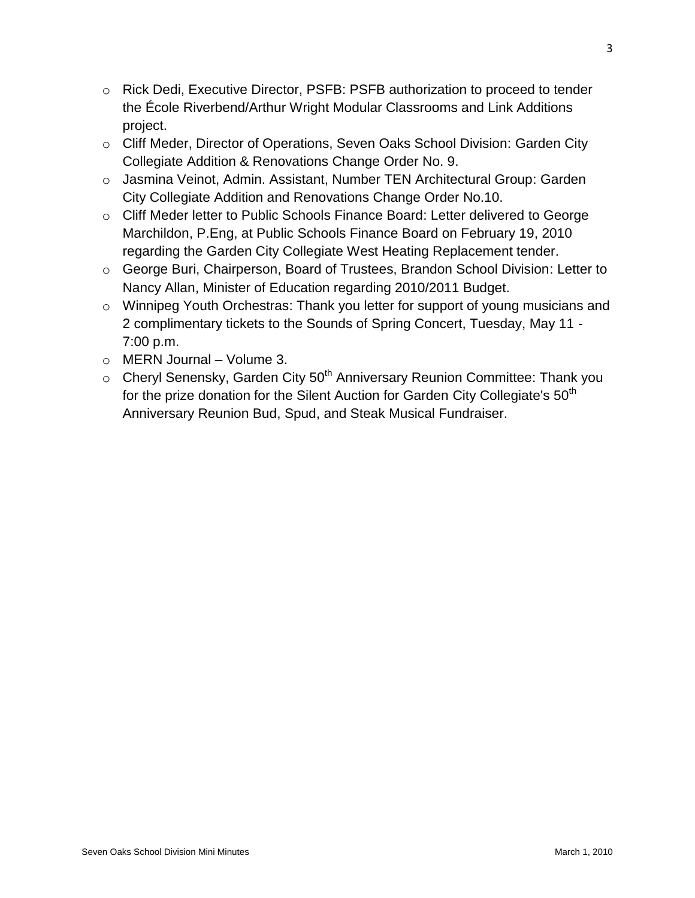- Rick Dedi, Executive Director, PSFB: PSFB authorization to proceed to tender the École Riverbend/Arthur Wright Modular Classrooms and Link Additions project.
- Cliff Meder, Director of Operations, Seven Oaks School Division: Garden City Collegiate Addition & Renovations Change Order No. 9.
- Jasmina Veinot, Admin. Assistant, Number TEN Architectural Group: Garden City Collegiate Addition and Renovations Change Order No.10.
- Cliff Meder letter to Public Schools Finance Board: Letter delivered to George Marchildon, P.Eng, at Public Schools Finance Board on February 19, 2010 regarding the Garden City Collegiate West Heating Replacement tender.
- George Buri, Chairperson, Board of Trustees, Brandon School Division: Letter to Nancy Allan, Minister of Education regarding 2010/2011 Budget.
- Winnipeg Youth Orchestras: Thank you letter for support of young musicians and 2 complimentary tickets to the Sounds of Spring Concert, Tuesday, May 11 - 7:00 p.m.
- MERN Journal – Volume 3.
- Cheryl Senensky, Garden City 50th Anniversary Reunion Committee: Thank you for the prize donation for the Silent Auction for Garden City Collegiate's 50th Anniversary Reunion Bud, Spud, and Steak Musical Fundraiser.